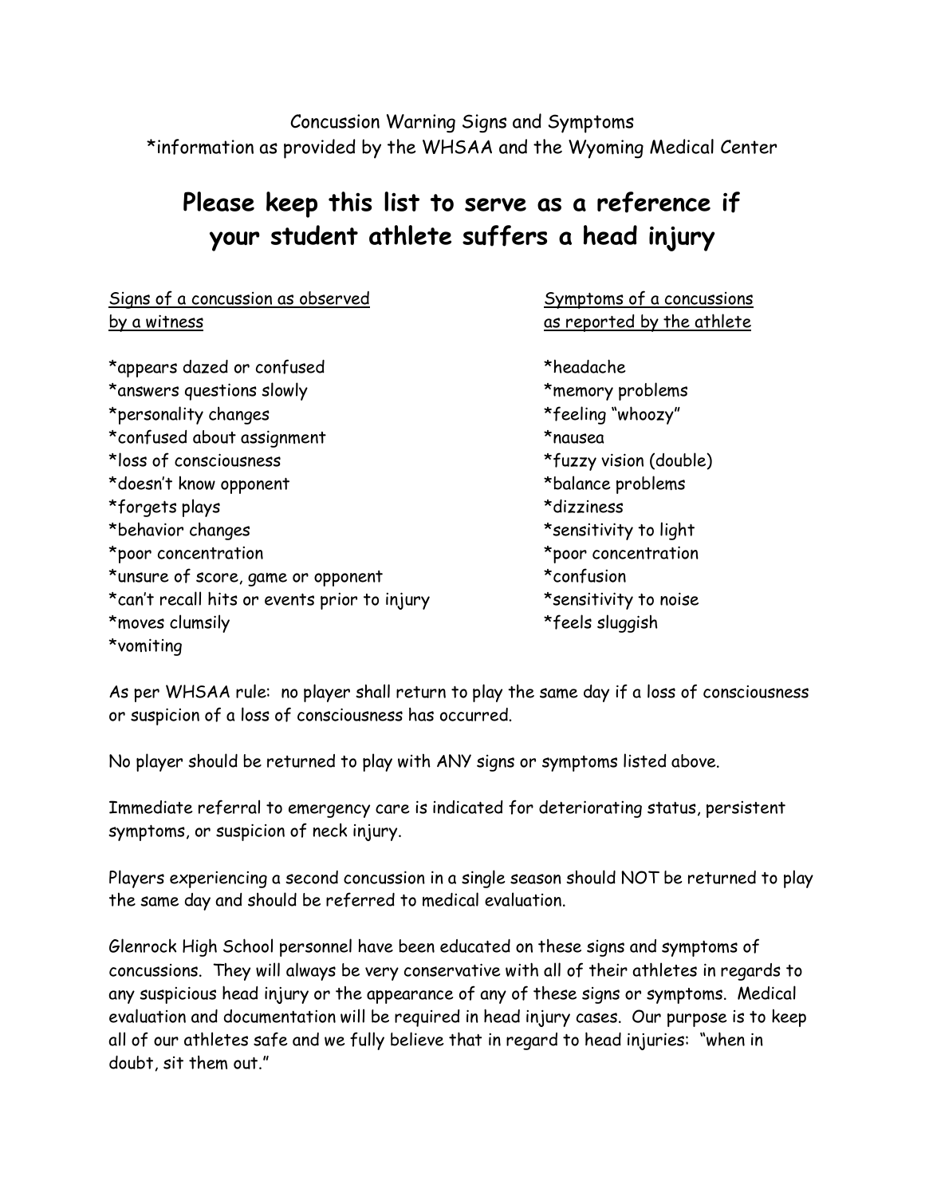Concussion Warning Signs and Symptoms
*information as provided by the WHSAA and the Wyoming Medical Center

# Please keep this list to serve as a reference if your student athlete suffers a head injury

<u>Signs of a concussion as observed by a witness</u>

*appears dazed or confused
*answers questions slowly
*personality changes
*confused about assignment
*loss of consciousness
*doesn't know opponent
*forgets plays
*behavior changes
*poor concentration
*unsure of score, game or opponent
*can't recall hits or events prior to injury
*moves clumsily
*vomiting

<u>Symptoms of a concussions as reported by the athlete</u>

*headache
*memory problems
*feeling "whoozy"
*nausea
*fuzzy vision (double)
*balance problems
*dizziness
*sensitivity to light
*poor concentration
*confusion
*sensitivity to noise
*feels sluggish

As per WHSAA rule: no player shall return to play the same day if a loss of consciousness or suspicion of a loss of consciousness has occurred.

No player should be returned to play with ANY signs or symptoms listed above.

Immediate referral to emergency care is indicated for deteriorating status, persistent symptoms, or suspicion of neck injury.

Players experiencing a second concussion in a single season should NOT be returned to play the same day and should be referred to medical evaluation.

Glenrock High School personnel have been educated on these signs and symptoms of concussions. They will always be very conservative with all of their athletes in regards to any suspicious head injury or the appearance of any of these signs or symptoms. Medical evaluation and documentation will be required in head injury cases. Our purpose is to keep all of our athletes safe and we fully believe that in regard to head injuries: "when in doubt, sit them out."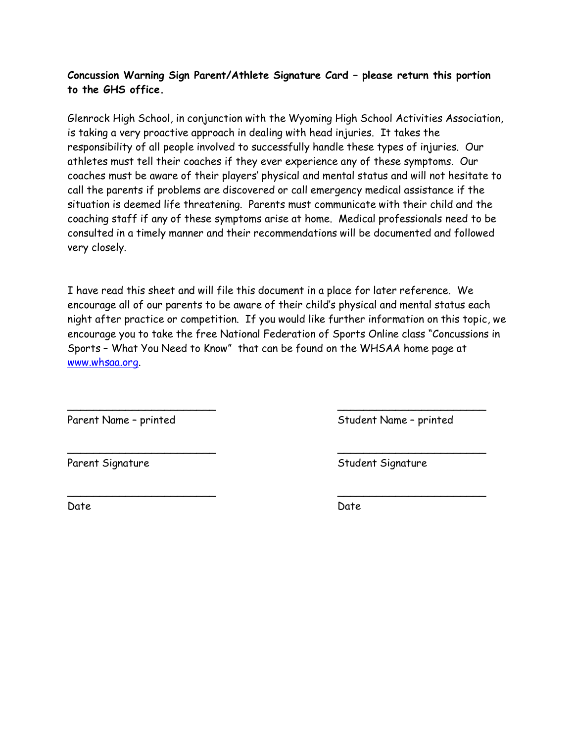**Concussion Warning Sign Parent/Athlete Signature Card – please return this portion to the GHS office.**

Glenrock High School, in conjunction with the Wyoming High School Activities Association, is taking a very proactive approach in dealing with head injuries. It takes the responsibility of all people involved to successfully handle these types of injuries. Our athletes must tell their coaches if they ever experience any of these symptoms. Our coaches must be aware of their players' physical and mental status and will not hesitate to call the parents if problems are discovered or call emergency medical assistance if the situation is deemed life threatening. Parents must communicate with their child and the coaching staff if any of these symptoms arise at home. Medical professionals need to be consulted in a timely manner and their recommendations will be documented and followed very closely.

I have read this sheet and will file this document in a place for later reference. We encourage all of our parents to be aware of their child's physical and mental status each night after practice or competition. If you would like further information on this topic, we encourage you to take the free National Federation of Sports Online class "Concussions in Sports – What You Need to Know" that can be found on the WHSAA home page at www.whsaa.org.

| | |
|---|---|
| ______________________ | ______________________ |
| Parent Name – printed | Student Name – printed |
| ______________________ | ______________________ |
| Parent Signature | Student Signature |
| ______________________ | ______________________ |
| Date | Date |